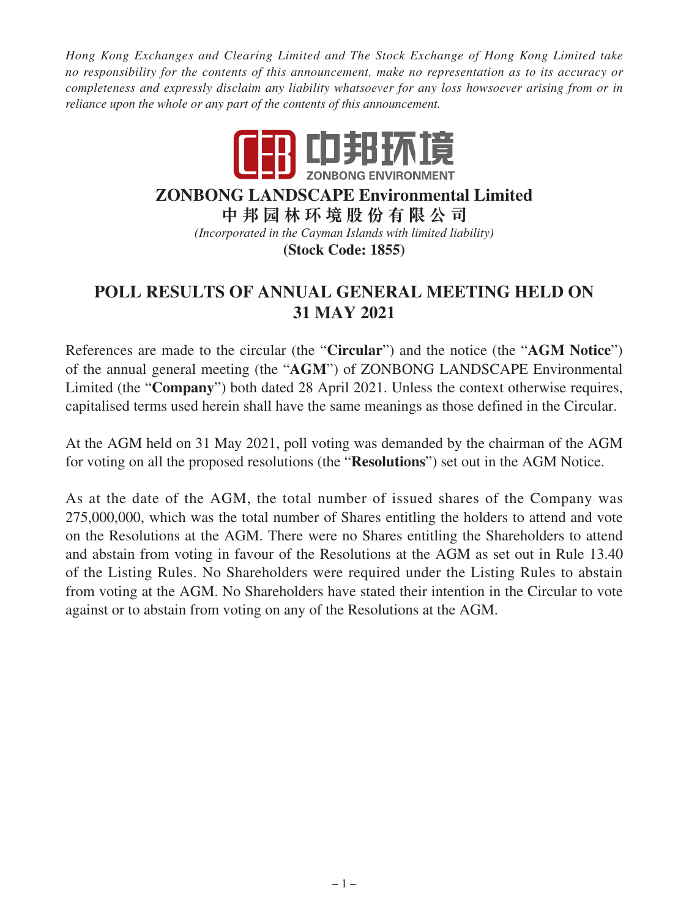*Hong Kong Exchanges and Clearing Limited and The Stock Exchange of Hong Kong Limited take no responsibility for the contents of this announcement, make no representation as to its accuracy or completeness and expressly disclaim any liability whatsoever for any loss howsoever arising from or in reliance upon the whole or any part of the contents of this announcement.*

中邦环境
ZONBONG ENVIRONMENT

# ZONBONG LANDSCAPE Environmental Limited

**中邦园林环境股份有限公司**

*(Incorporated in the Cayman Islands with limited liability)*

**(Stock Code: 1855)**

## POLL RESULTS OF ANNUAL GENERAL MEETING HELD ON 31 MAY 2021

References are made to the circular (the "**Circular**") and the notice (the "**AGM Notice**") of the annual general meeting (the "**AGM**") of ZONBONG LANDSCAPE Environmental Limited (the "**Company**") both dated 28 April 2021. Unless the context otherwise requires, capitalised terms used herein shall have the same meanings as those defined in the Circular.

At the AGM held on 31 May 2021, poll voting was demanded by the chairman of the AGM for voting on all the proposed resolutions (the "**Resolutions**") set out in the AGM Notice.

As at the date of the AGM, the total number of issued shares of the Company was 275,000,000, which was the total number of Shares entitling the holders to attend and vote on the Resolutions at the AGM. There were no Shares entitling the Shareholders to attend and abstain from voting in favour of the Resolutions at the AGM as set out in Rule 13.40 of the Listing Rules. No Shareholders were required under the Listing Rules to abstain from voting at the AGM. No Shareholders have stated their intention in the Circular to vote against or to abstain from voting on any of the Resolutions at the AGM.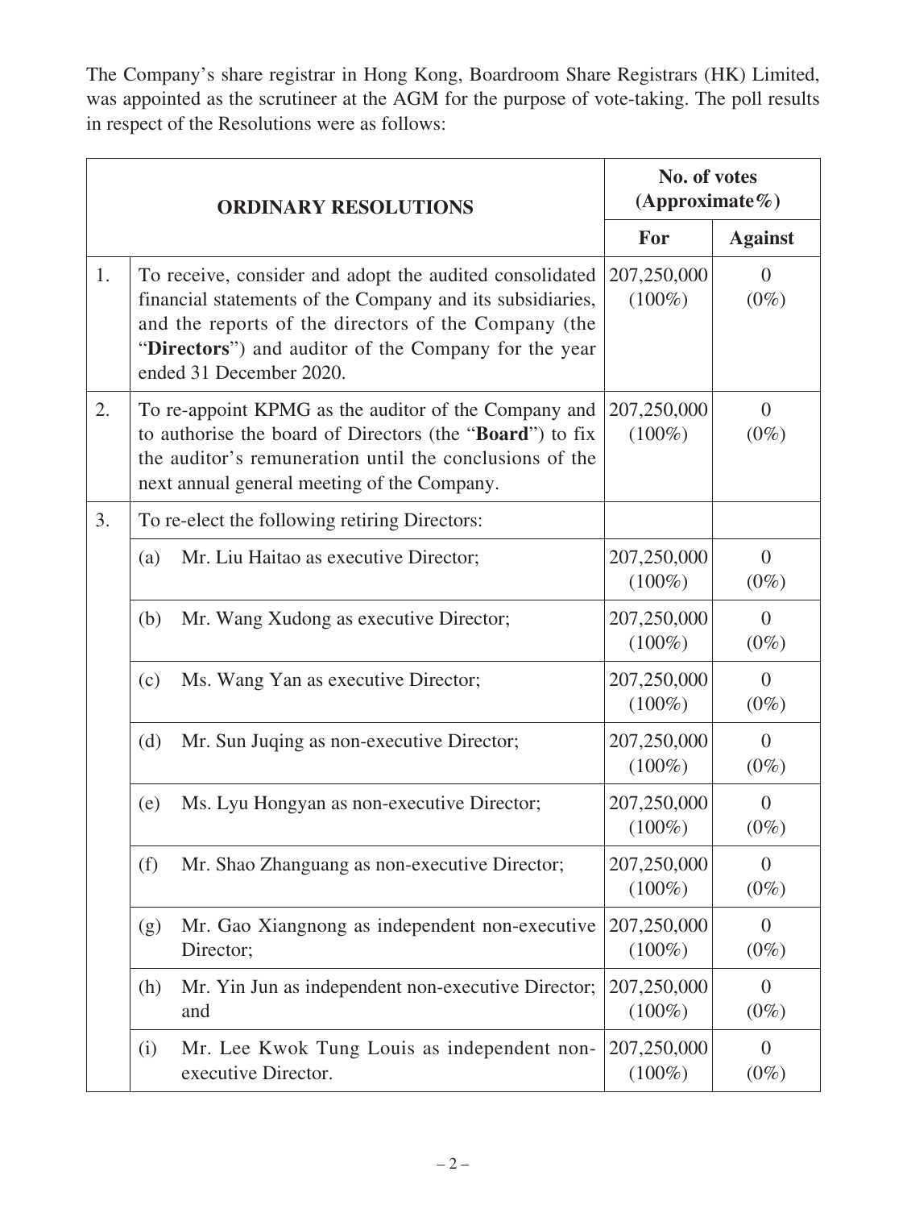The Company's share registrar in Hong Kong, Boardroom Share Registrars (HK) Limited, was appointed as the scrutineer at the AGM for the purpose of vote-taking. The poll results in respect of the Resolutions were as follows:

| ORDINARY RESOLUTIONS | | | No. of votes (Approximate%) | |
|---|---|---|---|---|
| | | | **For** | **Against** |
| 1. | To receive, consider and adopt the audited consolidated financial statements of the Company and its subsidiaries, and the reports of the directors of the Company (the "**Directors**") and auditor of the Company for the year ended 31 December 2020. | | 207,250,000 (100%) | 0 (0%) |
| 2. | To re-appoint KPMG as the auditor of the Company and to authorise the board of Directors (the "**Board**") to fix the auditor's remuneration until the conclusions of the next annual general meeting of the Company. | | 207,250,000 (100%) | 0 (0%) |
| 3. | To re-elect the following retiring Directors: | | | |
| | (a) | Mr. Liu Haitao as executive Director; | 207,250,000 (100%) | 0 (0%) |
| | (b) | Mr. Wang Xudong as executive Director; | 207,250,000 (100%) | 0 (0%) |
| | (c) | Ms. Wang Yan as executive Director; | 207,250,000 (100%) | 0 (0%) |
| | (d) | Mr. Sun Juqing as non-executive Director; | 207,250,000 (100%) | 0 (0%) |
| | (e) | Ms. Lyu Hongyan as non-executive Director; | 207,250,000 (100%) | 0 (0%) |
| | (f) | Mr. Shao Zhanguang as non-executive Director; | 207,250,000 (100%) | 0 (0%) |
| | (g) | Mr. Gao Xiangnong as independent non-executive Director; | 207,250,000 (100%) | 0 (0%) |
| | (h) | Mr. Yin Jun as independent non-executive Director; and | 207,250,000 (100%) | 0 (0%) |
| | (i) | Mr. Lee Kwok Tung Louis as independent non-executive Director. | 207,250,000 (100%) | 0 (0%) |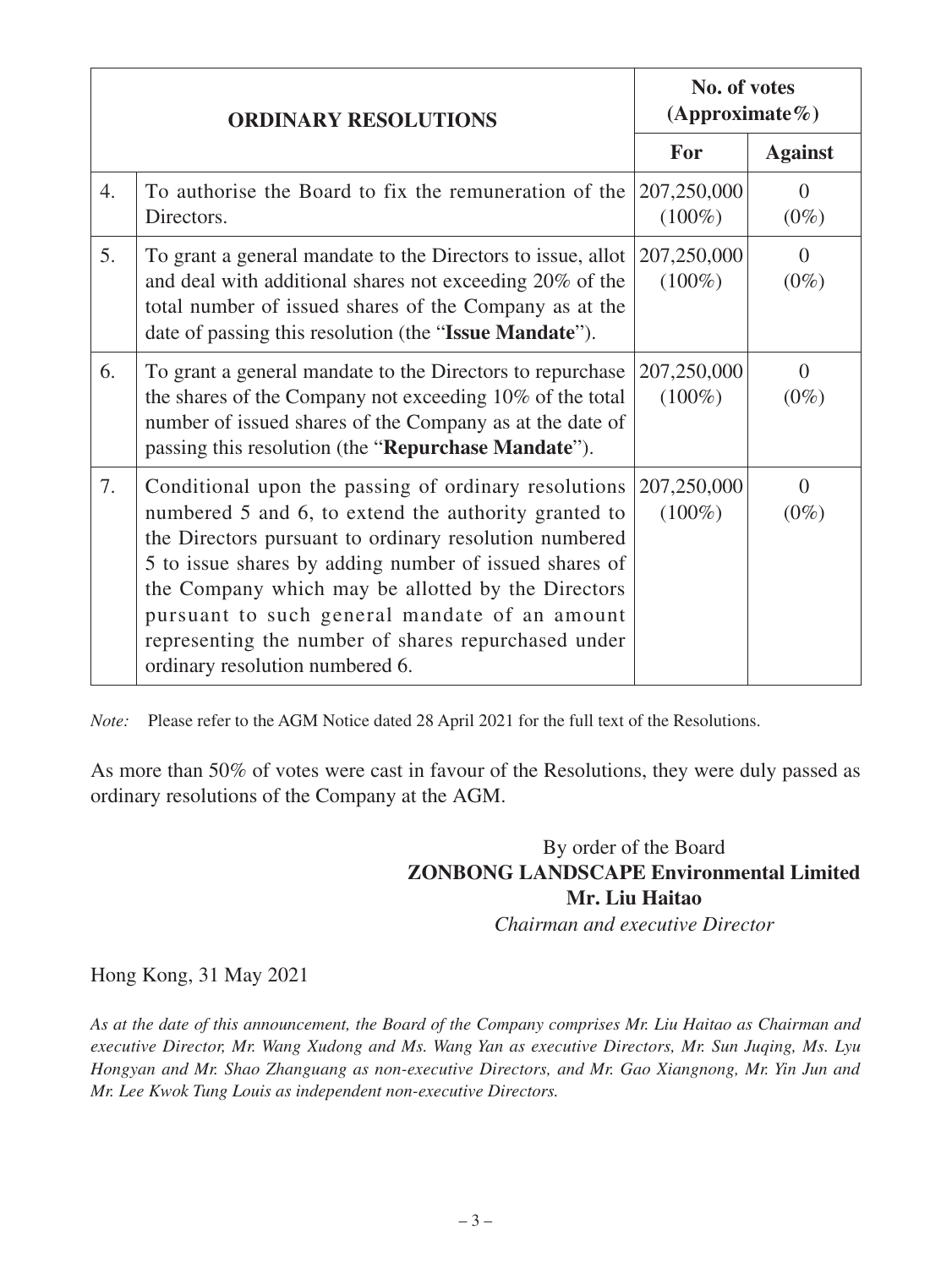| ORDINARY RESOLUTIONS | | No. of votes (Approximate%) | |
|---|---|---|---|
| | | **For** | **Against** |
| 4. | To authorise the Board to fix the remuneration of the Directors. | 207,250,000 (100%) | 0 (0%) |
| 5. | To grant a general mandate to the Directors to issue, allot and deal with additional shares not exceeding 20% of the total number of issued shares of the Company as at the date of passing this resolution (the "**Issue Mandate**"). | 207,250,000 (100%) | 0 (0%) |
| 6. | To grant a general mandate to the Directors to repurchase the shares of the Company not exceeding 10% of the total number of issued shares of the Company as at the date of passing this resolution (the "**Repurchase Mandate**"). | 207,250,000 (100%) | 0 (0%) |
| 7. | Conditional upon the passing of ordinary resolutions numbered 5 and 6, to extend the authority granted to the Directors pursuant to ordinary resolution numbered 5 to issue shares by adding number of issued shares of the Company which may be allotted by the Directors pursuant to such general mandate of an amount representing the number of shares repurchased under ordinary resolution numbered 6. | 207,250,000 (100%) | 0 (0%) |

*Note:* Please refer to the AGM Notice dated 28 April 2021 for the full text of the Resolutions.

As more than 50% of votes were cast in favour of the Resolutions, they were duly passed as ordinary resolutions of the Company at the AGM.

By order of the Board
**ZONBONG LANDSCAPE Environmental Limited**
**Mr. Liu Haitao**
*Chairman and executive Director*

Hong Kong, 31 May 2021

*As at the date of this announcement, the Board of the Company comprises Mr. Liu Haitao as Chairman and executive Director, Mr. Wang Xudong and Ms. Wang Yan as executive Directors, Mr. Sun Juqing, Ms. Lyu Hongyan and Mr. Shao Zhanguang as non-executive Directors, and Mr. Gao Xiangnong, Mr. Yin Jun and Mr. Lee Kwok Tung Louis as independent non-executive Directors.*